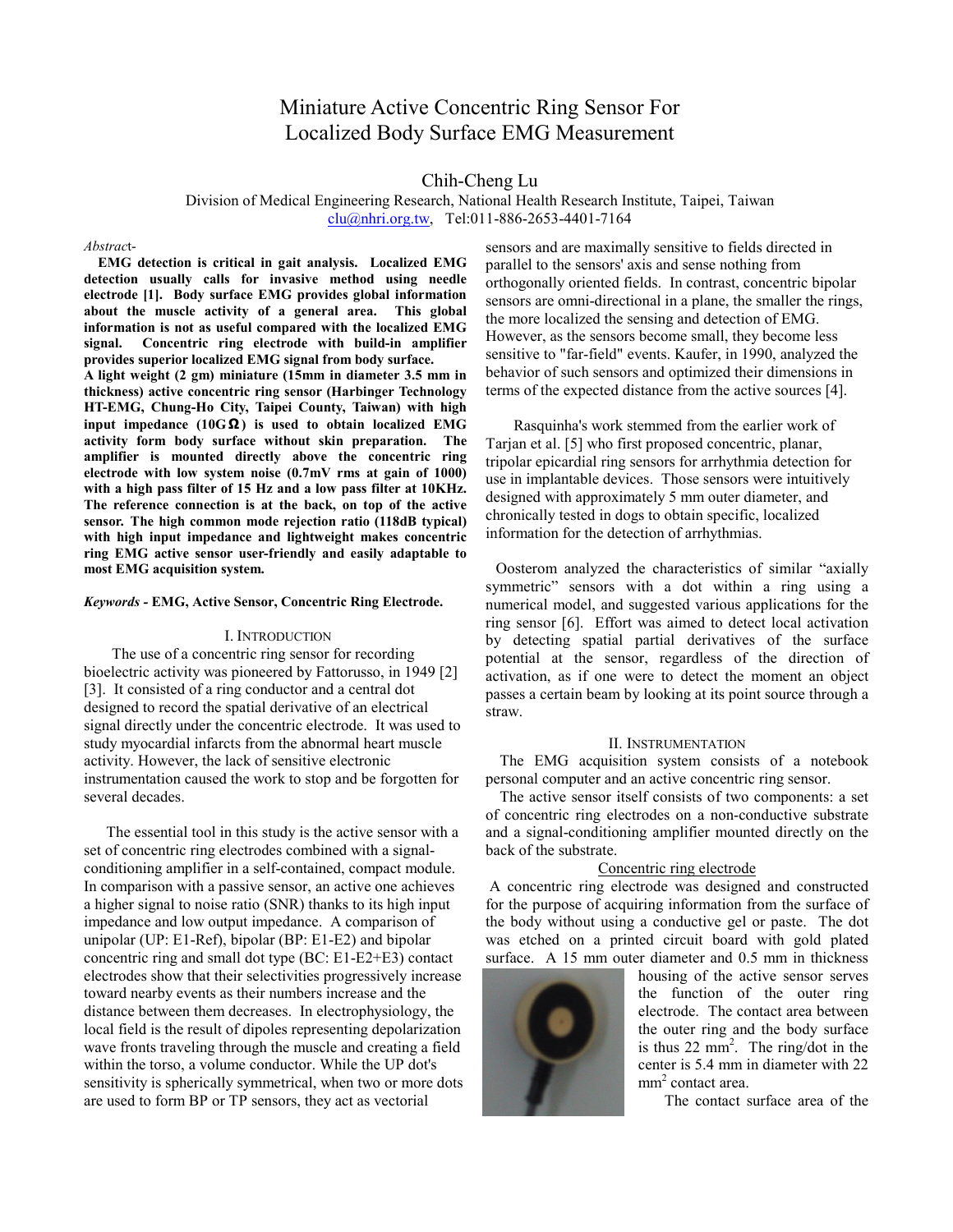# Miniature Active Concentric Ring Sensor For Localized Body Surface EMG Measurement

Chih-Cheng Lu

Division of Medical Engineering Research, National Health Research Institute, Taipei, Taiwan
clu@nhri.org.tw, Tel:011-886-2653-4401-7164

*Abstract*-

**EMG detection is critical in gait analysis. Localized EMG detection usually calls for invasive method using needle electrode [1]. Body surface EMG provides global information about the muscle activity of a general area. This global information is not as useful compared with the localized EMG signal. Concentric ring electrode with build-in amplifier provides superior localized EMG signal from body surface.**

**A light weight (2 gm) miniature (15mm in diameter 3.5 mm in thickness) active concentric ring sensor (Harbinger Technology HT-EMG, Chung-Ho City, Taipei County, Taiwan) with high input impedance (10GΩ) is used to obtain localized EMG activity form body surface without skin preparation. The amplifier is mounted directly above the concentric ring electrode with low system noise (0.7mV rms at gain of 1000) with a high pass filter of 15 Hz and a low pass filter at 10KHz. The reference connection is at the back, on top of the active sensor. The high common mode rejection ratio (118dB typical) with high input impedance and lightweight makes concentric ring EMG active sensor user-friendly and easily adaptable to most EMG acquisition system.**

***Keywords* - EMG, Active Sensor, Concentric Ring Electrode.**

## I. Introduction

The use of a concentric ring sensor for recording bioelectric activity was pioneered by Fattorusso, in 1949 [2] [3]. It consisted of a ring conductor and a central dot designed to record the spatial derivative of an electrical signal directly under the concentric electrode. It was used to study myocardial infarcts from the abnormal heart muscle activity. However, the lack of sensitive electronic instrumentation caused the work to stop and be forgotten for several decades.

The essential tool in this study is the active sensor with a set of concentric ring electrodes combined with a signal-conditioning amplifier in a self-contained, compact module. In comparison with a passive sensor, an active one achieves a higher signal to noise ratio (SNR) thanks to its high input impedance and low output impedance. A comparison of unipolar (UP: E1-Ref), bipolar (BP: E1-E2) and bipolar concentric ring and small dot type (BC: E1-E2+E3) contact electrodes show that their selectivities progressively increase toward nearby events as their numbers increase and the distance between them decreases. In electrophysiology, the local field is the result of dipoles representing depolarization wave fronts traveling through the muscle and creating a field within the torso, a volume conductor. While the UP dot's sensitivity is spherically symmetrical, when two or more dots are used to form BP or TP sensors, they act as vectorial sensors and are maximally sensitive to fields directed in parallel to the sensors' axis and sense nothing from orthogonally oriented fields. In contrast, concentric bipolar sensors are omni-directional in a plane, the smaller the rings, the more localized the sensing and detection of EMG. However, as the sensors become small, they become less sensitive to "far-field" events. Kaufer, in 1990, analyzed the behavior of such sensors and optimized their dimensions in terms of the expected distance from the active sources [4].

Rasquinha's work stemmed from the earlier work of Tarjan et al. [5] who first proposed concentric, planar, tripolar epicardial ring sensors for arrhythmia detection for use in implantable devices. Those sensors were intuitively designed with approximately 5 mm outer diameter, and chronically tested in dogs to obtain specific, localized information for the detection of arrhythmias.

Oosterom analyzed the characteristics of similar "axially symmetric" sensors with a dot within a ring using a numerical model, and suggested various applications for the ring sensor [6]. Effort was aimed to detect local activation by detecting spatial partial derivatives of the surface potential at the sensor, regardless of the direction of activation, as if one were to detect the moment an object passes a certain beam by looking at its point source through a straw.

## II. Instrumentation

The EMG acquisition system consists of a notebook personal computer and an active concentric ring sensor.

The active sensor itself consists of two components: a set of concentric ring electrodes on a non-conductive substrate and a signal-conditioning amplifier mounted directly on the back of the substrate.

### Concentric ring electrode

A concentric ring electrode was designed and constructed for the purpose of acquiring information from the surface of the body without using a conductive gel or paste. The dot was etched on a printed circuit board with gold plated surface. A 15 mm outer diameter and 0.5 mm in thickness housing of the active sensor serves the function of the outer ring electrode. The contact area between the outer ring and the body surface is thus 22 mm$^2$. The ring/dot in the center is 5.4 mm in diameter with 22 mm$^2$ contact area.

The contact surface area of the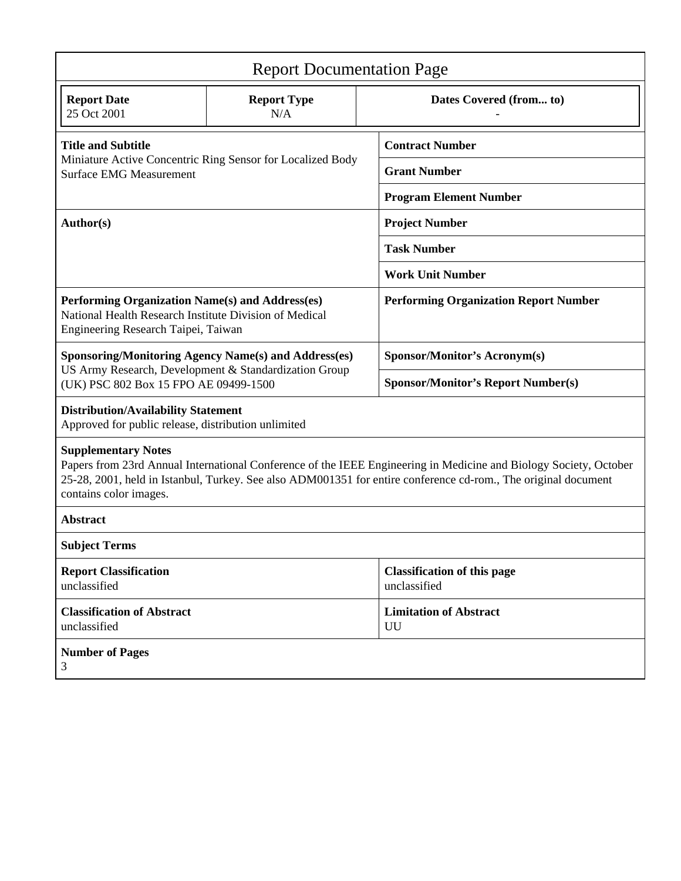# Report Documentation Page

| Report Date | Report Type | Dates Covered (from... to) |
|---|---|---|
| 25 Oct 2001 | N/A | - |

| | |
|---|---|
| **Title and Subtitle**<br>Miniature Active Concentric Ring Sensor for Localized Body Surface EMG Measurement | **Contract Number** |
| | **Grant Number** |
| | **Program Element Number** |
| **Author(s)** | **Project Number** |
| | **Task Number** |
| | **Work Unit Number** |
| **Performing Organization Name(s) and Address(es)**<br>National Health Research Institute Division of Medical Engineering Research Taipei, Taiwan | **Performing Organization Report Number** |
| **Sponsoring/Monitoring Agency Name(s) and Address(es)**<br>US Army Research, Development & Standardization Group (UK) PSC 802 Box 15 FPO AE 09499-1500 | **Sponsor/Monitor's Acronym(s)** |
| | **Sponsor/Monitor's Report Number(s)** |

**Distribution/Availability Statement**
Approved for public release, distribution unlimited

**Supplementary Notes**
Papers from 23rd Annual International Conference of the IEEE Engineering in Medicine and Biology Society, October 25-28, 2001, held in Istanbul, Turkey. See also ADM001351 for entire conference cd-rom., The original document contains color images.

**Abstract**

**Subject Terms**

| | |
|---|---|
| **Report Classification**<br>unclassified | **Classification of this page**<br>unclassified |
| **Classification of Abstract**<br>unclassified | **Limitation of Abstract**<br>UU |

**Number of Pages**
3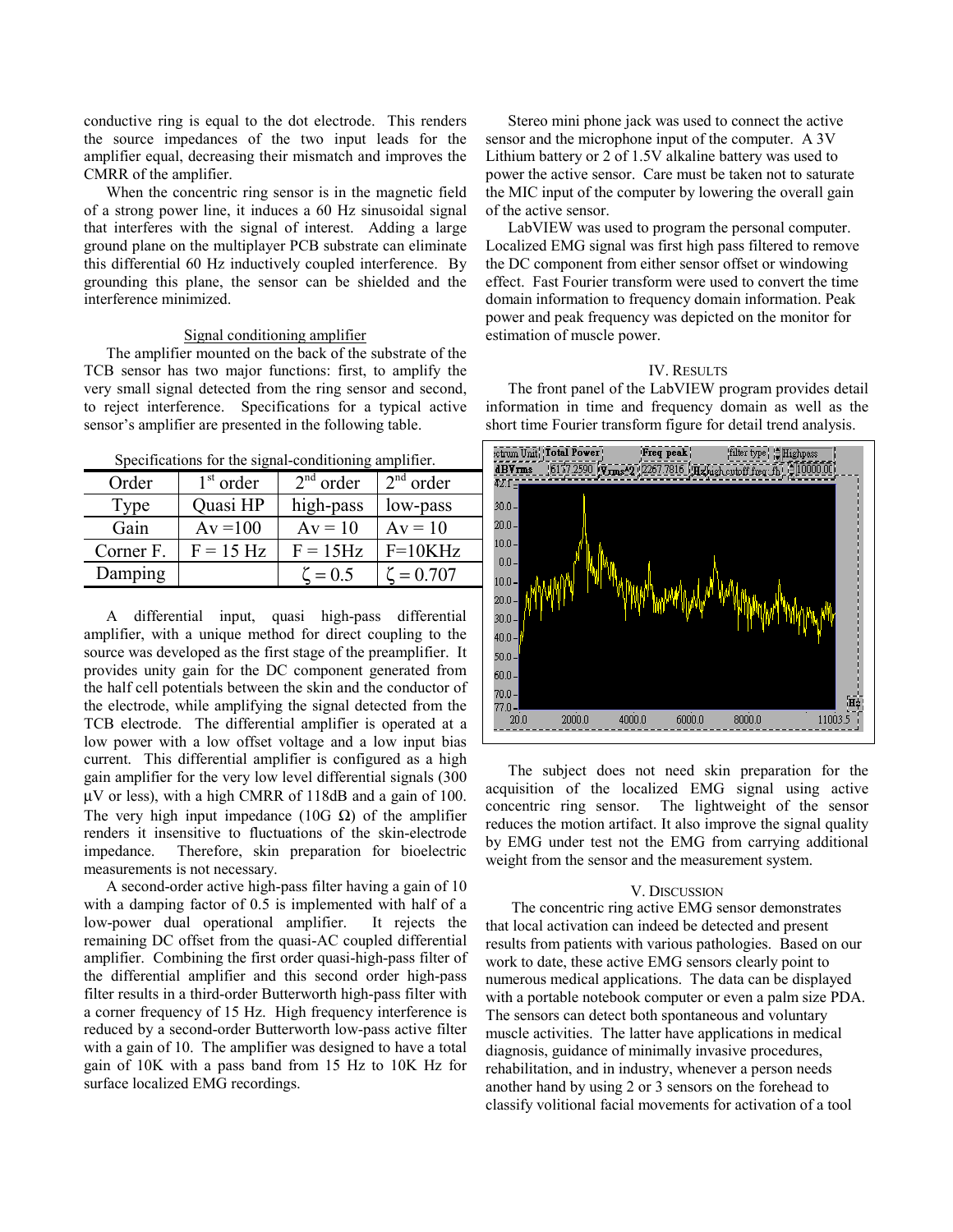conductive ring is equal to the dot electrode. This renders the source impedances of the two input leads for the amplifier equal, decreasing their mismatch and improves the CMRR of the amplifier.

When the concentric ring sensor is in the magnetic field of a strong power line, it induces a 60 Hz sinusoidal signal that interferes with the signal of interest. Adding a large ground plane on the multiplayer PCB substrate can eliminate this differential 60 Hz inductively coupled interference. By grounding this plane, the sensor can be shielded and the interference minimized.

<u>Signal conditioning amplifier</u>

The amplifier mounted on the back of the substrate of the TCB sensor has two major functions: first, to amplify the very small signal detected from the ring sensor and second, to reject interference. Specifications for a typical active sensor's amplifier are presented in the following table.

Specifications for the signal-conditioning amplifier.

| Order | 1st order | 2nd order | 2nd order |
|---|---|---|---|
| Type | Quasi HP | high-pass | low-pass |
| Gain | Av =100 | Av = 10 | Av = 10 |
| Corner F. | F = 15 Hz | F = 15Hz | F=10KHz |
| Damping | | $\zeta = 0.5$ | $\zeta = 0.707$ |

A differential input, quasi high-pass differential amplifier, with a unique method for direct coupling to the source was developed as the first stage of the preamplifier. It provides unity gain for the DC component generated from the half cell potentials between the skin and the conductor of the electrode, while amplifying the signal detected from the TCB electrode. The differential amplifier is operated at a low power with a low offset voltage and a low input bias current. This differential amplifier is configured as a high gain amplifier for the very low level differential signals (300 μV or less), with a high CMRR of 118dB and a gain of 100. The very high input impedance (10G Ω) of the amplifier renders it insensitive to fluctuations of the skin-electrode impedance. Therefore, skin preparation for bioelectric measurements is not necessary.

A second-order active high-pass filter having a gain of 10 with a damping factor of 0.5 is implemented with half of a low-power dual operational amplifier. It rejects the remaining DC offset from the quasi-AC coupled differential amplifier. Combining the first order quasi-high-pass filter of the differential amplifier and this second order high-pass filter results in a third-order Butterworth high-pass filter with a corner frequency of 15 Hz. High frequency interference is reduced by a second-order Butterworth low-pass active filter with a gain of 10. The amplifier was designed to have a total gain of 10K with a pass band from 15 Hz to 10K Hz for surface localized EMG recordings.

Stereo mini phone jack was used to connect the active sensor and the microphone input of the computer. A 3V Lithium battery or 2 of 1.5V alkaline battery was used to power the active sensor. Care must be taken not to saturate the MIC input of the computer by lowering the overall gain of the active sensor.

LabVIEW was used to program the personal computer. Localized EMG signal was first high pass filtered to remove the DC component from either sensor offset or windowing effect. Fast Fourier transform were used to convert the time domain information to frequency domain information. Peak power and peak frequency was depicted on the monitor for estimation of muscle power.

## IV. Results

The front panel of the LabVIEW program provides detail information in time and frequency domain as well as the short time Fourier transform figure for detail trend analysis.

The subject does not need skin preparation for the acquisition of the localized EMG signal using active concentric ring sensor. The lightweight of the sensor reduces the motion artifact. It also improve the signal quality by EMG under test not the EMG from carrying additional weight from the sensor and the measurement system.

## V. Discussion

The concentric ring active EMG sensor demonstrates that local activation can indeed be detected and present results from patients with various pathologies. Based on our work to date, these active EMG sensors clearly point to numerous medical applications. The data can be displayed with a portable notebook computer or even a palm size PDA. The sensors can detect both spontaneous and voluntary muscle activities. The latter have applications in medical diagnosis, guidance of minimally invasive procedures, rehabilitation, and in industry, whenever a person needs another hand by using 2 or 3 sensors on the forehead to classify volitional facial movements for activation of a tool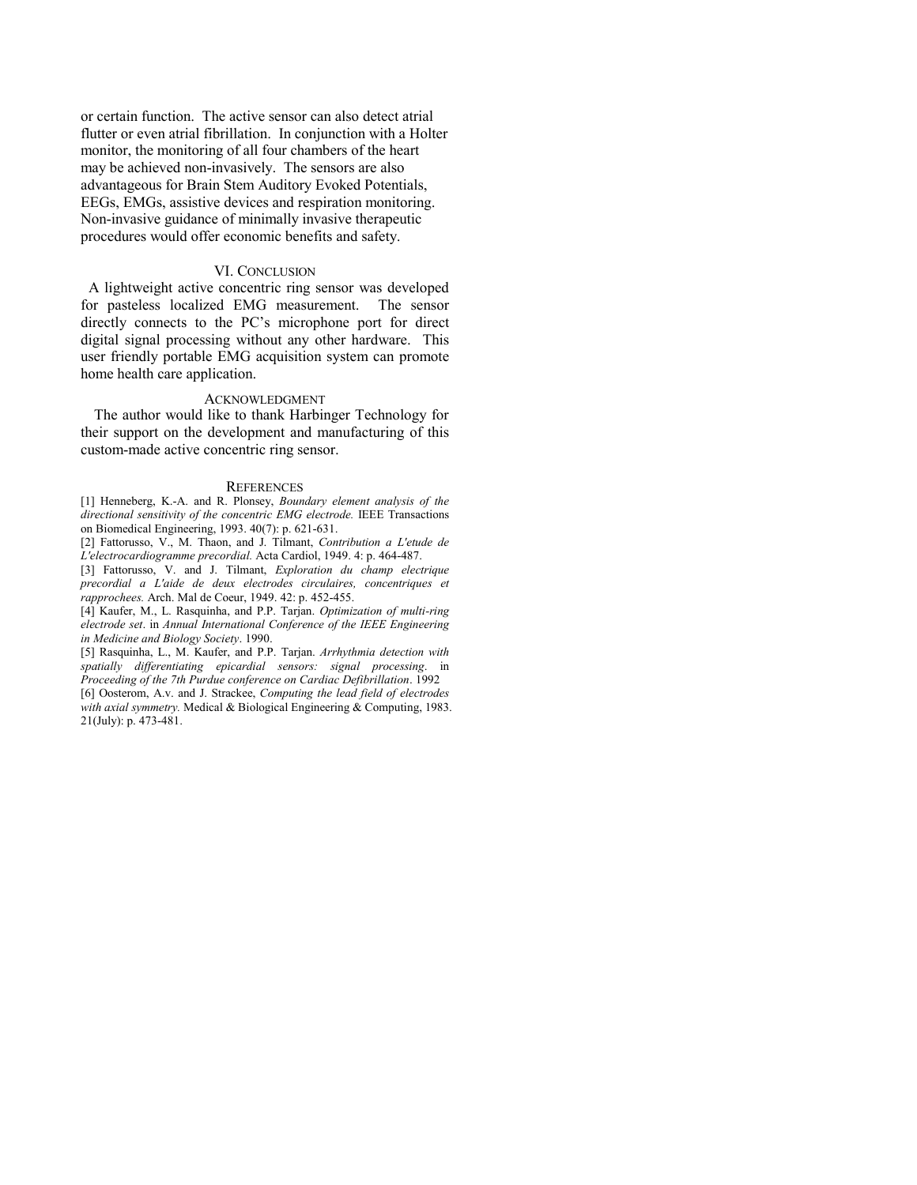or certain function. The active sensor can also detect atrial flutter or even atrial fibrillation. In conjunction with a Holter monitor, the monitoring of all four chambers of the heart may be achieved non-invasively. The sensors are also advantageous for Brain Stem Auditory Evoked Potentials, EEGs, EMGs, assistive devices and respiration monitoring. Non-invasive guidance of minimally invasive therapeutic procedures would offer economic benefits and safety.

## VI. Conclusion

A lightweight active concentric ring sensor was developed for pasteless localized EMG measurement. The sensor directly connects to the PC's microphone port for direct digital signal processing without any other hardware. This user friendly portable EMG acquisition system can promote home health care application.

## Acknowledgment

The author would like to thank Harbinger Technology for their support on the development and manufacturing of this custom-made active concentric ring sensor.

## References

[1] Henneberg, K.-A. and R. Plonsey, *Boundary element analysis of the directional sensitivity of the concentric EMG electrode.* IEEE Transactions on Biomedical Engineering, 1993. 40(7): p. 621-631.

[2] Fattorusso, V., M. Thaon, and J. Tilmant, *Contribution a L'etude de L'electrocardiogramme precordial.* Acta Cardiol, 1949. 4: p. 464-487.

[3] Fattorusso, V. and J. Tilmant, *Exploration du champ electrique precordial a L'aide de deux electrodes circulaires, concentriques et rapprochees.* Arch. Mal de Coeur, 1949. 42: p. 452-455.

[4] Kaufer, M., L. Rasquinha, and P.P. Tarjan. *Optimization of multi-ring electrode set*. in *Annual International Conference of the IEEE Engineering in Medicine and Biology Society*. 1990.

[5] Rasquinha, L., M. Kaufer, and P.P. Tarjan. *Arrhythmia detection with spatially differentiating epicardial sensors: signal processing*. in *Proceeding of the 7th Purdue conference on Cardiac Defibrillation*. 1992

[6] Oosterom, A.v. and J. Strackee, *Computing the lead field of electrodes with axial symmetry.* Medical & Biological Engineering & Computing, 1983. 21(July): p. 473-481.